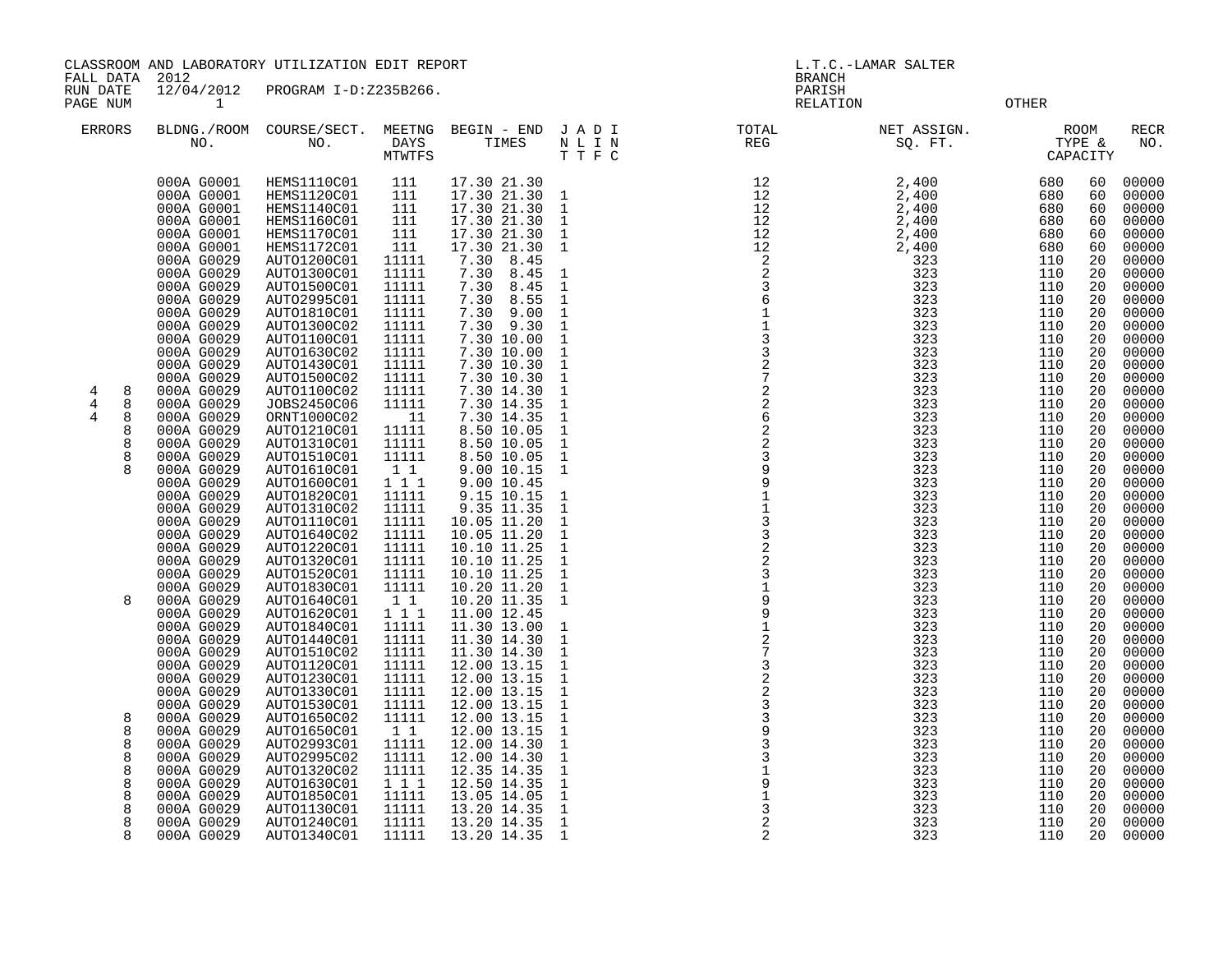CLASSROOM AND LABORATORY UTILIZATION EDIT REPORT
FALL DATA 2012
RUN DATE 12/04/2012 PROGRAM I-D:Z235B266.
PAGE NUM 1

L.T.C.-LAMAR SALTER
BRANCH
PARISH
RELATION OTHER

| ERRORS | | BLDNG./ROOM NO. | COURSE/SECT. NO. | MEETNG DAYS MTWTFS | BEGIN - END TIMES | J A D I N L I N T T F C | TOTAL REG | NET ASSIGN. SQ. FT. | ROOM TYPE & CAPACITY | | RECR NO. |
|---|---|---|---|---|---|---|---|---|---|---|---|
| | | 000A G0001 | HEMS1110C01 | 111 | 17.30 21.30 | | 12 | 2,400 | 680 | 60 | 00000 |
| | | 000A G0001 | HEMS1120C01 | 111 | 17.30 21.30 | 1 | 12 | 2,400 | 680 | 60 | 00000 |
| | | 000A G0001 | HEMS1140C01 | 111 | 17.30 21.30 | 1 | 12 | 2,400 | 680 | 60 | 00000 |
| | | 000A G0001 | HEMS1160C01 | 111 | 17.30 21.30 | 1 | 12 | 2,400 | 680 | 60 | 00000 |
| | | 000A G0001 | HEMS1170C01 | 111 | 17.30 21.30 | 1 | 12 | 2,400 | 680 | 60 | 00000 |
| | | 000A G0001 | HEMS1172C01 | 111 | 17.30 21.30 | 1 | 12 | 2,400 | 680 | 60 | 00000 |
| | | 000A G0029 | AUTO1200C01 | 11111 | 7.30 8.45 | | 2 | 323 | 110 | 20 | 00000 |
| | | 000A G0029 | AUTO1300C01 | 11111 | 7.30 8.45 | 1 | 2 | 323 | 110 | 20 | 00000 |
| | | 000A G0029 | AUTO1500C01 | 11111 | 7.30 8.45 | 1 | 3 | 323 | 110 | 20 | 00000 |
| | | 000A G0029 | AUTO2995C01 | 11111 | 7.30 8.55 | 1 | 6 | 323 | 110 | 20 | 00000 |
| | | 000A G0029 | AUTO1810C01 | 11111 | 7.30 9.00 | 1 | 1 | 323 | 110 | 20 | 00000 |
| | | 000A G0029 | AUTO1300C02 | 11111 | 7.30 9.30 | 1 | 1 | 323 | 110 | 20 | 00000 |
| | | 000A G0029 | AUTO1100C01 | 11111 | 7.30 10.00 | 1 | 3 | 323 | 110 | 20 | 00000 |
| | | 000A G0029 | AUTO1630C02 | 11111 | 7.30 10.00 | 1 | 3 | 323 | 110 | 20 | 00000 |
| | | 000A G0029 | AUTO1430C01 | 11111 | 7.30 10.30 | 1 | 2 | 323 | 110 | 20 | 00000 |
| | | 000A G0029 | AUTO1500C02 | 11111 | 7.30 10.30 | 1 | 7 | 323 | 110 | 20 | 00000 |
| 4 | 8 | 000A G0029 | AUTO1100C02 | 11111 | 7.30 14.30 | 1 | 2 | 323 | 110 | 20 | 00000 |
| 4 | 8 | 000A G0029 | JOBS2450C06 | 11111 | 7.30 14.35 | 1 | 2 | 323 | 110 | 20 | 00000 |
| 4 | 8 | 000A G0029 | ORNT1000C02 | 11 | 7.30 14.35 | 1 | 6 | 323 | 110 | 20 | 00000 |
| | 8 | 000A G0029 | AUTO1210C01 | 11111 | 8.50 10.05 | 1 | 2 | 323 | 110 | 20 | 00000 |
| | 8 | 000A G0029 | AUTO1310C01 | 11111 | 8.50 10.05 | 1 | 2 | 323 | 110 | 20 | 00000 |
| | 8 | 000A G0029 | AUTO1510C01 | 11111 | 8.50 10.05 | 1 | 3 | 323 | 110 | 20 | 00000 |
| | 8 | 000A G0029 | AUTO1610C01 | 1 1 | 9.00 10.15 | 1 | 9 | 323 | 110 | 20 | 00000 |
| | | 000A G0029 | AUTO1600C01 | 1 1 1 | 9.00 10.45 | | 9 | 323 | 110 | 20 | 00000 |
| | | 000A G0029 | AUTO1820C01 | 11111 | 9.15 10.15 | 1 | 1 | 323 | 110 | 20 | 00000 |
| | | 000A G0029 | AUTO1310C02 | 11111 | 9.35 11.35 | 1 | 1 | 323 | 110 | 20 | 00000 |
| | | 000A G0029 | AUTO1110C01 | 11111 | 10.05 11.20 | 1 | 3 | 323 | 110 | 20 | 00000 |
| | | 000A G0029 | AUTO1640C02 | 11111 | 10.05 11.20 | 1 | 3 | 323 | 110 | 20 | 00000 |
| | | 000A G0029 | AUTO1220C01 | 11111 | 10.10 11.25 | 1 | 2 | 323 | 110 | 20 | 00000 |
| | | 000A G0029 | AUTO1320C01 | 11111 | 10.10 11.25 | 1 | 2 | 323 | 110 | 20 | 00000 |
| | | 000A G0029 | AUTO1520C01 | 11111 | 10.10 11.25 | 1 | 3 | 323 | 110 | 20 | 00000 |
| | | 000A G0029 | AUTO1830C01 | 11111 | 10.20 11.20 | 1 | 1 | 323 | 110 | 20 | 00000 |
| | 8 | 000A G0029 | AUTO1640C01 | 1 1 | 10.20 11.35 | 1 | 9 | 323 | 110 | 20 | 00000 |
| | | 000A G0029 | AUTO1620C01 | 1 1 1 | 11.00 12.45 | | 9 | 323 | 110 | 20 | 00000 |
| | | 000A G0029 | AUTO1840C01 | 11111 | 11.30 13.00 | 1 | 1 | 323 | 110 | 20 | 00000 |
| | | 000A G0029 | AUTO1440C01 | 11111 | 11.30 14.30 | 1 | 2 | 323 | 110 | 20 | 00000 |
| | | 000A G0029 | AUTO1510C02 | 11111 | 11.30 14.30 | 1 | 7 | 323 | 110 | 20 | 00000 |
| | | 000A G0029 | AUTO1120C01 | 11111 | 12.00 13.15 | 1 | 3 | 323 | 110 | 20 | 00000 |
| | | 000A G0029 | AUTO1230C01 | 11111 | 12.00 13.15 | 1 | 2 | 323 | 110 | 20 | 00000 |
| | | 000A G0029 | AUTO1330C01 | 11111 | 12.00 13.15 | 1 | 2 | 323 | 110 | 20 | 00000 |
| | | 000A G0029 | AUTO1530C01 | 11111 | 12.00 13.15 | 1 | 3 | 323 | 110 | 20 | 00000 |
| | 8 | 000A G0029 | AUTO1650C02 | 11111 | 12.00 13.15 | 1 | 3 | 323 | 110 | 20 | 00000 |
| | 8 | 000A G0029 | AUTO1650C01 | 1 1 | 12.00 13.15 | 1 | 9 | 323 | 110 | 20 | 00000 |
| | 8 | 000A G0029 | AUTO2993C01 | 11111 | 12.00 14.30 | 1 | 3 | 323 | 110 | 20 | 00000 |
| | 8 | 000A G0029 | AUTO2995C02 | 11111 | 12.00 14.30 | 1 | 3 | 323 | 110 | 20 | 00000 |
| | 8 | 000A G0029 | AUTO1320C02 | 11111 | 12.35 14.35 | 1 | 1 | 323 | 110 | 20 | 00000 |
| | 8 | 000A G0029 | AUTO1630C01 | 1 1 1 | 12.50 14.35 | 1 | 9 | 323 | 110 | 20 | 00000 |
| | 8 | 000A G0029 | AUTO1850C01 | 11111 | 13.05 14.05 | 1 | 1 | 323 | 110 | 20 | 00000 |
| | 8 | 000A G0029 | AUTO1130C01 | 11111 | 13.20 14.35 | 1 | 3 | 323 | 110 | 20 | 00000 |
| | 8 | 000A G0029 | AUTO1240C01 | 11111 | 13.20 14.35 | 1 | 2 | 323 | 110 | 20 | 00000 |
| | 8 | 000A G0029 | AUTO1340C01 | 11111 | 13.20 14.35 | 1 | 2 | 323 | 110 | 20 | 00000 |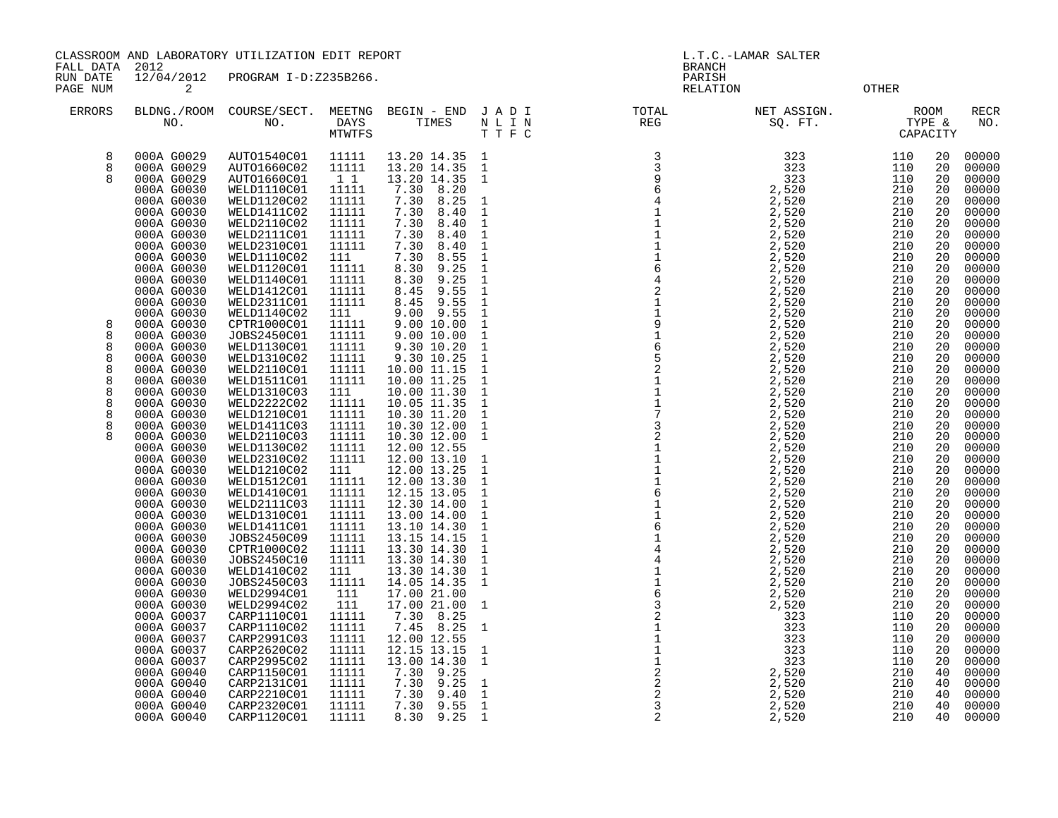CLASSROOM AND LABORATORY UTILIZATION EDIT REPORT
FALL DATA 2012
RUN DATE 12/04/2012 PROGRAM I-D:Z235B266.
PAGE NUM 2

L.T.C.-LAMAR SALTER
BRANCH
PARISH
RELATION OTHER

| ERRORS | BLDNG./ROOM NO. | COURSE/SECT. NO. | MEETNG DAYS MTWTFS | BEGIN - END TIMES | J A D I N L I N T T F C | TOTAL REG | NET ASSIGN. SQ. FT. | ROOM TYPE & | CAPACITY | RECR NO. |
|---|---|---|---|---|---|---|---|---|---|---|
| 8 | 000A G0029 | AUTO1540C01 | 11111 | 13.20 14.35 | 1 | 3 | 323 | 110 | 20 | 00000 |
| 8 | 000A G0029 | AUTO1660C02 | 11111 | 13.20 14.35 | 1 | 3 | 323 | 110 | 20 | 00000 |
| 8 | 000A G0029 | AUTO1660C01 | 1 1 | 13.20 14.35 | 1 | 9 | 323 | 110 | 20 | 00000 |
| | 000A G0030 | WELD1110C01 | 11111 | 7.30 8.20 | | 6 | 2,520 | 210 | 20 | 00000 |
| | 000A G0030 | WELD1120C02 | 11111 | 7.30 8.25 | 1 | 4 | 2,520 | 210 | 20 | 00000 |
| | 000A G0030 | WELD1411C02 | 11111 | 7.30 8.40 | 1 | 1 | 2,520 | 210 | 20 | 00000 |
| | 000A G0030 | WELD2110C02 | 11111 | 7.30 8.40 | 1 | 1 | 2,520 | 210 | 20 | 00000 |
| | 000A G0030 | WELD2111C01 | 11111 | 7.30 8.40 | 1 | 1 | 2,520 | 210 | 20 | 00000 |
| | 000A G0030 | WELD2310C01 | 11111 | 7.30 8.40 | 1 | 1 | 2,520 | 210 | 20 | 00000 |
| | 000A G0030 | WELD1110C02 | 111 | 7.30 8.55 | 1 | 1 | 2,520 | 210 | 20 | 00000 |
| | 000A G0030 | WELD1120C01 | 11111 | 8.30 9.25 | 1 | 6 | 2,520 | 210 | 20 | 00000 |
| | 000A G0030 | WELD1140C01 | 11111 | 8.30 9.25 | 1 | 4 | 2,520 | 210 | 20 | 00000 |
| | 000A G0030 | WELD1412C01 | 11111 | 8.45 9.55 | 1 | 2 | 2,520 | 210 | 20 | 00000 |
| | 000A G0030 | WELD2311C01 | 11111 | 8.45 9.55 | 1 | 1 | 2,520 | 210 | 20 | 00000 |
| | 000A G0030 | WELD1140C02 | 111 | 9.00 9.55 | 1 | 1 | 2,520 | 210 | 20 | 00000 |
| 8 | 000A G0030 | CPTR1000C01 | 11111 | 9.00 10.00 | 1 | 9 | 2,520 | 210 | 20 | 00000 |
| 8 | 000A G0030 | JOBS2450C01 | 11111 | 9.00 10.00 | 1 | 1 | 2,520 | 210 | 20 | 00000 |
| 8 | 000A G0030 | WELD1130C01 | 11111 | 9.30 10.20 | 1 | 6 | 2,520 | 210 | 20 | 00000 |
| 8 | 000A G0030 | WELD1310C02 | 11111 | 9.30 10.25 | 1 | 5 | 2,520 | 210 | 20 | 00000 |
| 8 | 000A G0030 | WELD2110C01 | 11111 | 10.00 11.15 | 1 | 2 | 2,520 | 210 | 20 | 00000 |
| 8 | 000A G0030 | WELD1511C01 | 11111 | 10.00 11.25 | 1 | 1 | 2,520 | 210 | 20 | 00000 |
| 8 | 000A G0030 | WELD1310C03 | 111 | 10.00 11.30 | 1 | 1 | 2,520 | 210 | 20 | 00000 |
| 8 | 000A G0030 | WELD2222C02 | 11111 | 10.05 11.35 | 1 | 1 | 2,520 | 210 | 20 | 00000 |
| 8 | 000A G0030 | WELD1210C01 | 11111 | 10.30 11.20 | 1 | 7 | 2,520 | 210 | 20 | 00000 |
| 8 | 000A G0030 | WELD1411C03 | 11111 | 10.30 12.00 | 1 | 3 | 2,520 | 210 | 20 | 00000 |
| 8 | 000A G0030 | WELD2110C03 | 11111 | 10.30 12.00 | 1 | 2 | 2,520 | 210 | 20 | 00000 |
| | 000A G0030 | WELD1130C02 | 11111 | 12.00 12.55 | | 1 | 2,520 | 210 | 20 | 00000 |
| | 000A G0030 | WELD2310C02 | 11111 | 12.00 13.10 | 1 | 1 | 2,520 | 210 | 20 | 00000 |
| | 000A G0030 | WELD1210C02 | 111 | 12.00 13.25 | 1 | 1 | 2,520 | 210 | 20 | 00000 |
| | 000A G0030 | WELD1512C01 | 11111 | 12.00 13.30 | 1 | 1 | 2,520 | 210 | 20 | 00000 |
| | 000A G0030 | WELD1410C01 | 11111 | 12.15 13.05 | 1 | 6 | 2,520 | 210 | 20 | 00000 |
| | 000A G0030 | WELD2111C03 | 11111 | 12.30 14.00 | 1 | 1 | 2,520 | 210 | 20 | 00000 |
| | 000A G0030 | WELD1310C01 | 11111 | 13.00 14.00 | 1 | 1 | 2,520 | 210 | 20 | 00000 |
| | 000A G0030 | WELD1411C01 | 11111 | 13.10 14.30 | 1 | 6 | 2,520 | 210 | 20 | 00000 |
| | 000A G0030 | JOBS2450C09 | 11111 | 13.15 14.15 | 1 | 1 | 2,520 | 210 | 20 | 00000 |
| | 000A G0030 | CPTR1000C02 | 11111 | 13.30 14.30 | 1 | 4 | 2,520 | 210 | 20 | 00000 |
| | 000A G0030 | JOBS2450C10 | 11111 | 13.30 14.30 | 1 | 4 | 2,520 | 210 | 20 | 00000 |
| | 000A G0030 | WELD1410C02 | 111 | 13.30 14.30 | 1 | 1 | 2,520 | 210 | 20 | 00000 |
| | 000A G0030 | JOBS2450C03 | 11111 | 14.05 14.35 | 1 | 1 | 2,520 | 210 | 20 | 00000 |
| | 000A G0030 | WELD2994C01 | 111 | 17.00 21.00 | | 6 | 2,520 | 210 | 20 | 00000 |
| | 000A G0030 | WELD2994C02 | 111 | 17.00 21.00 | 1 | 3 | 2,520 | 210 | 20 | 00000 |
| | 000A G0037 | CARP1110C01 | 11111 | 7.30 8.25 | | 2 | 323 | 110 | 20 | 00000 |
| | 000A G0037 | CARP1110C02 | 11111 | 7.45 8.25 | 1 | 1 | 323 | 110 | 20 | 00000 |
| | 000A G0037 | CARP2991C03 | 11111 | 12.00 12.55 | | 1 | 323 | 110 | 20 | 00000 |
| | 000A G0037 | CARP2620C02 | 11111 | 12.15 13.15 | 1 | 1 | 323 | 110 | 20 | 00000 |
| | 000A G0037 | CARP2995C02 | 11111 | 13.00 14.30 | 1 | 1 | 323 | 110 | 20 | 00000 |
| | 000A G0040 | CARP1150C01 | 11111 | 7.30 9.25 | | 2 | 2,520 | 210 | 40 | 00000 |
| | 000A G0040 | CARP2131C01 | 11111 | 7.30 9.25 | 1 | 2 | 2,520 | 210 | 40 | 00000 |
| | 000A G0040 | CARP2210C01 | 11111 | 7.30 9.40 | 1 | 2 | 2,520 | 210 | 40 | 00000 |
| | 000A G0040 | CARP2320C01 | 11111 | 7.30 9.55 | 1 | 3 | 2,520 | 210 | 40 | 00000 |
| | 000A G0040 | CARP1120C01 | 11111 | 8.30 9.25 | 1 | 2 | 2,520 | 210 | 40 | 00000 |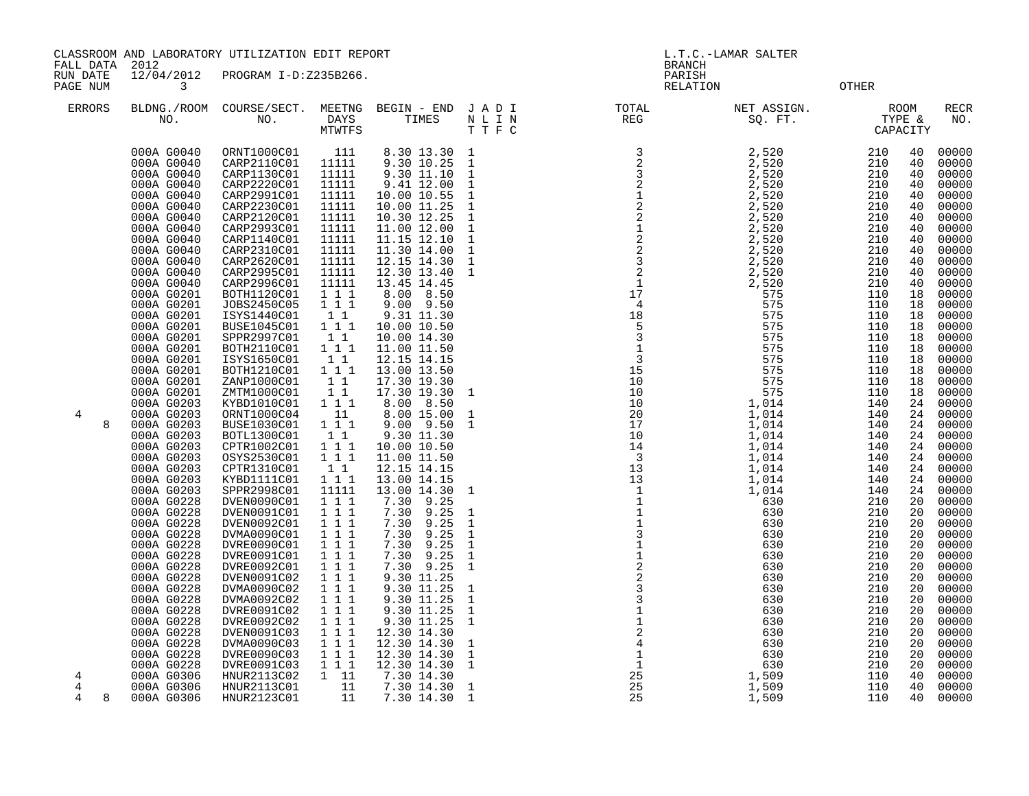CLASSROOM AND LABORATORY UTILIZATION EDIT REPORT
FALL DATA 2012
RUN DATE 12/04/2012 PROGRAM I-D:Z235B266.
PAGE NUM 3

L.T.C.-LAMAR SALTER
BRANCH
PARISH
RELATION OTHER

| ERRORS | BLDNG./ROOM NO. | COURSE/SECT. NO. | MEETNG DAYS MTWTFS | BEGIN - END TIMES | J A D I N L I N T T F C | TOTAL REG | NET ASSIGN. SQ. FT. | ROOM TYPE & CAPACITY | | RECR NO. |
|---|---|---|---|---|---|---|---|---|---|---|
| | 000A G0040 | ORNT1000C01 | 111 | 8.30 13.30 | 1 | 3 | 2,520 | 210 | 40 | 00000 |
| | 000A G0040 | CARP2110C01 | 11111 | 9.30 10.25 | 1 | 2 | 2,520 | 210 | 40 | 00000 |
| | 000A G0040 | CARP1130C01 | 11111 | 9.30 11.10 | 1 | 3 | 2,520 | 210 | 40 | 00000 |
| | 000A G0040 | CARP2220C01 | 11111 | 9.41 12.00 | 1 | 2 | 2,520 | 210 | 40 | 00000 |
| | 000A G0040 | CARP2991C01 | 11111 | 10.00 10.55 | 1 | 1 | 2,520 | 210 | 40 | 00000 |
| | 000A G0040 | CARP2230C01 | 11111 | 10.00 11.25 | 1 | 2 | 2,520 | 210 | 40 | 00000 |
| | 000A G0040 | CARP2120C01 | 11111 | 10.30 12.25 | 1 | 2 | 2,520 | 210 | 40 | 00000 |
| | 000A G0040 | CARP2993C01 | 11111 | 11.00 12.00 | 1 | 1 | 2,520 | 210 | 40 | 00000 |
| | 000A G0040 | CARP1140C01 | 11111 | 11.15 12.10 | 1 | 2 | 2,520 | 210 | 40 | 00000 |
| | 000A G0040 | CARP2310C01 | 11111 | 11.30 14.00 | 1 | 2 | 2,520 | 210 | 40 | 00000 |
| | 000A G0040 | CARP2620C01 | 11111 | 12.15 14.30 | 1 | 3 | 2,520 | 210 | 40 | 00000 |
| | 000A G0040 | CARP2995C01 | 11111 | 12.30 13.40 | 1 | 2 | 2,520 | 210 | 40 | 00000 |
| | 000A G0040 | CARP2996C01 | 11111 | 13.45 14.45 | | 1 | 2,520 | 210 | 40 | 00000 |
| | 000A G0201 | BOTH1120C01 | 1 1 1 | 8.00 8.50 | | 17 | 575 | 110 | 18 | 00000 |
| | 000A G0201 | JOBS2450C05 | 1 1 1 | 9.00 9.50 | | 4 | 575 | 110 | 18 | 00000 |
| | 000A G0201 | ISYS1440C01 | 1 1 | 9.31 11.30 | | 18 | 575 | 110 | 18 | 00000 |
| | 000A G0201 | BUSE1045C01 | 1 1 1 | 10.00 10.50 | | 5 | 575 | 110 | 18 | 00000 |
| | 000A G0201 | SPPR2997C01 | 1 1 | 10.00 14.30 | | 3 | 575 | 110 | 18 | 00000 |
| | 000A G0201 | BOTH2110C01 | 1 1 1 | 11.00 11.50 | | 1 | 575 | 110 | 18 | 00000 |
| | 000A G0201 | ISYS1650C01 | 1 1 | 12.15 14.15 | | 3 | 575 | 110 | 18 | 00000 |
| | 000A G0201 | BOTH1210C01 | 1 1 1 | 13.00 13.50 | | 15 | 575 | 110 | 18 | 00000 |
| | 000A G0201 | ZANP1000C01 | 1 1 | 17.30 19.30 | | 10 | 575 | 110 | 18 | 00000 |
| | 000A G0201 | ZMTM1000C01 | 1 1 | 17.30 19.30 | 1 | 10 | 575 | 110 | 18 | 00000 |
| | 000A G0203 | KYBD1010C01 | 1 1 1 | 8.00 8.50 | | 10 | 1,014 | 140 | 24 | 00000 |
| 4 | 000A G0203 | ORNT1000C04 | 11 | 8.00 15.00 | 1 | 20 | 1,014 | 140 | 24 | 00000 |
| 8 | 000A G0203 | BUSE1030C01 | 1 1 1 | 9.00 9.50 | 1 | 17 | 1,014 | 140 | 24 | 00000 |
| | 000A G0203 | BOTL1300C01 | 1 1 | 9.30 11.30 | | 10 | 1,014 | 140 | 24 | 00000 |
| | 000A G0203 | CPTR1002C01 | 1 1 1 | 10.00 10.50 | | 14 | 1,014 | 140 | 24 | 00000 |
| | 000A G0203 | OSYS2530C01 | 1 1 1 | 11.00 11.50 | | 3 | 1,014 | 140 | 24 | 00000 |
| | 000A G0203 | CPTR1310C01 | 1 1 | 12.15 14.15 | | 13 | 1,014 | 140 | 24 | 00000 |
| | 000A G0203 | KYBD1111C01 | 1 1 1 | 13.00 14.15 | | 13 | 1,014 | 140 | 24 | 00000 |
| | 000A G0203 | SPPR2998C01 | 11111 | 13.00 14.30 | 1 | 1 | 1,014 | 140 | 24 | 00000 |
| | 000A G0228 | DVEN0090C01 | 1 1 1 | 7.30 9.25 | | 1 | 630 | 210 | 20 | 00000 |
| | 000A G0228 | DVEN0091C01 | 1 1 1 | 7.30 9.25 | 1 | 1 | 630 | 210 | 20 | 00000 |
| | 000A G0228 | DVEN0092C01 | 1 1 1 | 7.30 9.25 | 1 | 1 | 630 | 210 | 20 | 00000 |
| | 000A G0228 | DVMA0090C01 | 1 1 1 | 7.30 9.25 | 1 | 3 | 630 | 210 | 20 | 00000 |
| | 000A G0228 | DVRE0090C01 | 1 1 1 | 7.30 9.25 | 1 | 1 | 630 | 210 | 20 | 00000 |
| | 000A G0228 | DVRE0091C01 | 1 1 1 | 7.30 9.25 | 1 | 1 | 630 | 210 | 20 | 00000 |
| | 000A G0228 | DVRE0092C01 | 1 1 1 | 7.30 9.25 | 1 | 2 | 630 | 210 | 20 | 00000 |
| | 000A G0228 | DVEN0091C02 | 1 1 1 | 9.30 11.25 | | 2 | 630 | 210 | 20 | 00000 |
| | 000A G0228 | DVMA0090C02 | 1 1 1 | 9.30 11.25 | 1 | 3 | 630 | 210 | 20 | 00000 |
| | 000A G0228 | DVMA0092C02 | 1 1 1 | 9.30 11.25 | 1 | 3 | 630 | 210 | 20 | 00000 |
| | 000A G0228 | DVRE0091C02 | 1 1 1 | 9.30 11.25 | 1 | 1 | 630 | 210 | 20 | 00000 |
| | 000A G0228 | DVRE0092C02 | 1 1 1 | 9.30 11.25 | 1 | 1 | 630 | 210 | 20 | 00000 |
| | 000A G0228 | DVEN0091C03 | 1 1 1 | 12.30 14.30 | | 2 | 630 | 210 | 20 | 00000 |
| | 000A G0228 | DVMA0090C03 | 1 1 1 | 12.30 14.30 | 1 | 4 | 630 | 210 | 20 | 00000 |
| | 000A G0228 | DVRE0090C03 | 1 1 1 | 12.30 14.30 | 1 | 1 | 630 | 210 | 20 | 00000 |
| | 000A G0228 | DVRE0091C03 | 1 1 1 | 12.30 14.30 | 1 | 1 | 630 | 210 | 20 | 00000 |
| 4 | 000A G0306 | HNUR2113C02 | 1 11 | 7.30 14.30 | | 25 | 1,509 | 110 | 40 | 00000 |
| 4 | 000A G0306 | HNUR2113C01 | 11 | 7.30 14.30 | 1 | 25 | 1,509 | 110 | 40 | 00000 |
| 4 8 | 000A G0306 | HNUR2123C01 | 11 | 7.30 14.30 | 1 | 25 | 1,509 | 110 | 40 | 00000 |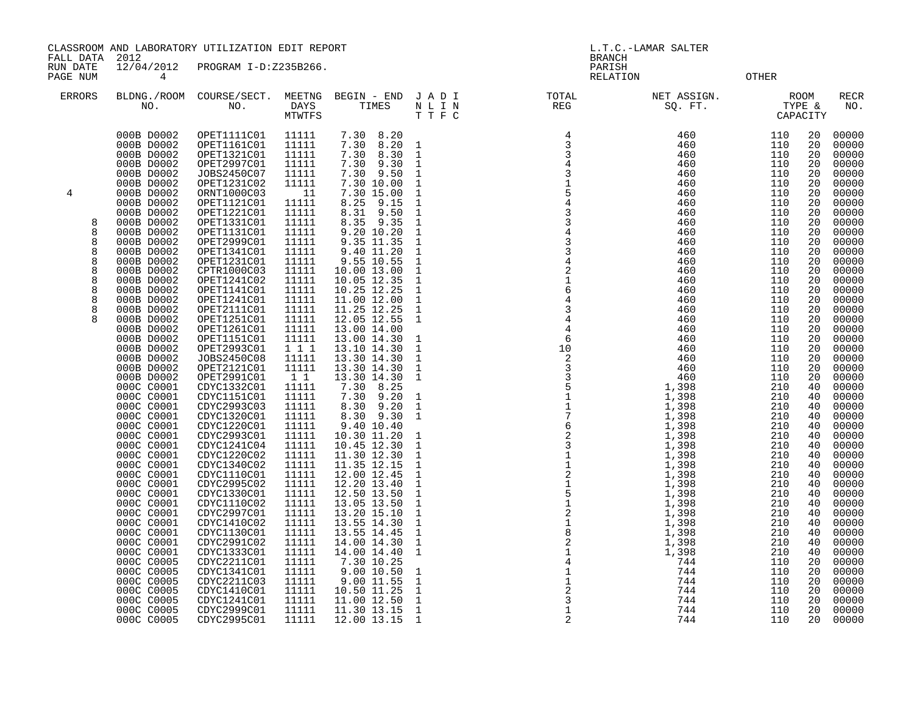CLASSROOM AND LABORATORY UTILIZATION EDIT REPORT
FALL DATA 2012
RUN DATE 12/04/2012 PROGRAM I-D:Z235B266.
PAGE NUM 4

L.T.C.-LAMAR SALTER
BRANCH
PARISH
RELATION OTHER

| ERRORS | BLDNG./ROOM NO. | COURSE/SECT. NO. | MEETNG DAYS MTWTFS | BEGIN - END TIMES | J A D I N L I N T T F C | TOTAL REG | NET ASSIGN. SQ. FT. | ROOM TYPE & CAPACITY | | RECR NO. |
|---|---|---|---|---|---|---|---|---|---|---|
| | 000B D0002 | OPET1111C01 | 11111 | 7.30 8.20 | | 4 | 460 | 110 | 20 | 00000 |
| | 000B D0002 | OPET1161C01 | 11111 | 7.30 8.20 | 1 | 3 | 460 | 110 | 20 | 00000 |
| | 000B D0002 | OPET1321C01 | 11111 | 7.30 8.30 | 1 | 3 | 460 | 110 | 20 | 00000 |
| | 000B D0002 | OPET2997C01 | 11111 | 7.30 9.30 | 1 | 4 | 460 | 110 | 20 | 00000 |
| | 000B D0002 | JOBS2450C07 | 11111 | 7.30 9.50 | 1 | 3 | 460 | 110 | 20 | 00000 |
| | 000B D0002 | OPET1231C02 | 11111 | 7.30 10.00 | 1 | 1 | 460 | 110 | 20 | 00000 |
| 4 | 000B D0002 | ORNT1000C03 | 11 | 7.30 15.00 | 1 | 5 | 460 | 110 | 20 | 00000 |
| | 000B D0002 | OPET1121C01 | 11111 | 8.25 9.15 | 1 | 4 | 460 | 110 | 20 | 00000 |
| | 000B D0002 | OPET1221C01 | 11111 | 8.31 9.50 | 1 | 3 | 460 | 110 | 20 | 00000 |
| 8 | 000B D0002 | OPET1331C01 | 11111 | 8.35 9.35 | 1 | 3 | 460 | 110 | 20 | 00000 |
| 8 | 000B D0002 | OPET1131C01 | 11111 | 9.20 10.20 | 1 | 4 | 460 | 110 | 20 | 00000 |
| 8 | 000B D0002 | OPET2999C01 | 11111 | 9.35 11.35 | 1 | 3 | 460 | 110 | 20 | 00000 |
| 8 | 000B D0002 | OPET1341C01 | 11111 | 9.40 11.20 | 1 | 3 | 460 | 110 | 20 | 00000 |
| 8 | 000B D0002 | OPET1231C01 | 11111 | 9.55 10.55 | 1 | 4 | 460 | 110 | 20 | 00000 |
| 8 | 000B D0002 | CPTR1000C03 | 11111 | 10.00 13.00 | 1 | 2 | 460 | 110 | 20 | 00000 |
| 8 | 000B D0002 | OPET1241C02 | 11111 | 10.05 12.35 | 1 | 1 | 460 | 110 | 20 | 00000 |
| 8 | 000B D0002 | OPET1141C01 | 11111 | 10.25 12.25 | 1 | 6 | 460 | 110 | 20 | 00000 |
| 8 | 000B D0002 | OPET1241C01 | 11111 | 11.00 12.00 | 1 | 4 | 460 | 110 | 20 | 00000 |
| 8 | 000B D0002 | OPET2111C01 | 11111 | 11.25 12.25 | 1 | 3 | 460 | 110 | 20 | 00000 |
| 8 | 000B D0002 | OPET1251C01 | 11111 | 12.05 12.55 | 1 | 4 | 460 | 110 | 20 | 00000 |
| | 000B D0002 | OPET1261C01 | 11111 | 13.00 14.00 | | 4 | 460 | 110 | 20 | 00000 |
| | 000B D0002 | OPET1151C01 | 11111 | 13.00 14.30 | 1 | 6 | 460 | 110 | 20 | 00000 |
| | 000B D0002 | OPET2993C01 | 1 1 1 | 13.10 14.30 | 1 | 10 | 460 | 110 | 20 | 00000 |
| | 000B D0002 | JOBS2450C08 | 11111 | 13.30 14.30 | 1 | 2 | 460 | 110 | 20 | 00000 |
| | 000B D0002 | OPET2121C01 | 11111 | 13.30 14.30 | 1 | 3 | 460 | 110 | 20 | 00000 |
| | 000B D0002 | OPET2991C01 | 1 1 | 13.30 14.30 | 1 | 3 | 460 | 110 | 20 | 00000 |
| | 000C C0001 | CDYC1332C01 | 11111 | 7.30 8.25 | | 5 | 1,398 | 210 | 40 | 00000 |
| | 000C C0001 | CDYC1151C01 | 11111 | 7.30 9.20 | 1 | 1 | 1,398 | 210 | 40 | 00000 |
| | 000C C0001 | CDYC2993C03 | 11111 | 8.30 9.20 | 1 | 1 | 1,398 | 210 | 40 | 00000 |
| | 000C C0001 | CDYC1320C01 | 11111 | 8.30 9.30 | 1 | 7 | 1,398 | 210 | 40 | 00000 |
| | 000C C0001 | CDYC1220C01 | 11111 | 9.40 10.40 | | 6 | 1,398 | 210 | 40 | 00000 |
| | 000C C0001 | CDYC2993C01 | 11111 | 10.30 11.20 | 1 | 2 | 1,398 | 210 | 40 | 00000 |
| | 000C C0001 | CDYC1241C04 | 11111 | 10.45 12.30 | 1 | 3 | 1,398 | 210 | 40 | 00000 |
| | 000C C0001 | CDYC1220C02 | 11111 | 11.30 12.30 | 1 | 1 | 1,398 | 210 | 40 | 00000 |
| | 000C C0001 | CDYC1340C02 | 11111 | 11.35 12.15 | 1 | 1 | 1,398 | 210 | 40 | 00000 |
| | 000C C0001 | CDYC1110C01 | 11111 | 12.00 12.45 | 1 | 2 | 1,398 | 210 | 40 | 00000 |
| | 000C C0001 | CDYC2995C02 | 11111 | 12.20 13.40 | 1 | 1 | 1,398 | 210 | 40 | 00000 |
| | 000C C0001 | CDYC1330C01 | 11111 | 12.50 13.50 | 1 | 5 | 1,398 | 210 | 40 | 00000 |
| | 000C C0001 | CDYC1110C02 | 11111 | 13.05 13.50 | 1 | 1 | 1,398 | 210 | 40 | 00000 |
| | 000C C0001 | CDYC2997C01 | 11111 | 13.20 15.10 | 1 | 2 | 1,398 | 210 | 40 | 00000 |
| | 000C C0001 | CDYC1410C02 | 11111 | 13.55 14.30 | 1 | 1 | 1,398 | 210 | 40 | 00000 |
| | 000C C0001 | CDYC1130C01 | 11111 | 13.55 14.45 | 1 | 8 | 1,398 | 210 | 40 | 00000 |
| | 000C C0001 | CDYC2991C02 | 11111 | 14.00 14.30 | 1 | 2 | 1,398 | 210 | 40 | 00000 |
| | 000C C0001 | CDYC1333C01 | 11111 | 14.00 14.40 | 1 | 1 | 1,398 | 210 | 40 | 00000 |
| | 000C C0005 | CDYC2211C01 | 11111 | 7.30 10.25 | | 4 | 744 | 110 | 20 | 00000 |
| | 000C C0005 | CDYC1341C01 | 11111 | 9.00 10.50 | 1 | 1 | 744 | 110 | 20 | 00000 |
| | 000C C0005 | CDYC2211C03 | 11111 | 9.00 11.55 | 1 | 1 | 744 | 110 | 20 | 00000 |
| | 000C C0005 | CDYC1410C01 | 11111 | 10.50 11.25 | 1 | 2 | 744 | 110 | 20 | 00000 |
| | 000C C0005 | CDYC1241C01 | 11111 | 11.00 12.50 | 1 | 3 | 744 | 110 | 20 | 00000 |
| | 000C C0005 | CDYC2999C01 | 11111 | 11.30 13.15 | 1 | 1 | 744 | 110 | 20 | 00000 |
| | 000C C0005 | CDYC2995C01 | 11111 | 12.00 13.15 | 1 | 2 | 744 | 110 | 20 | 00000 |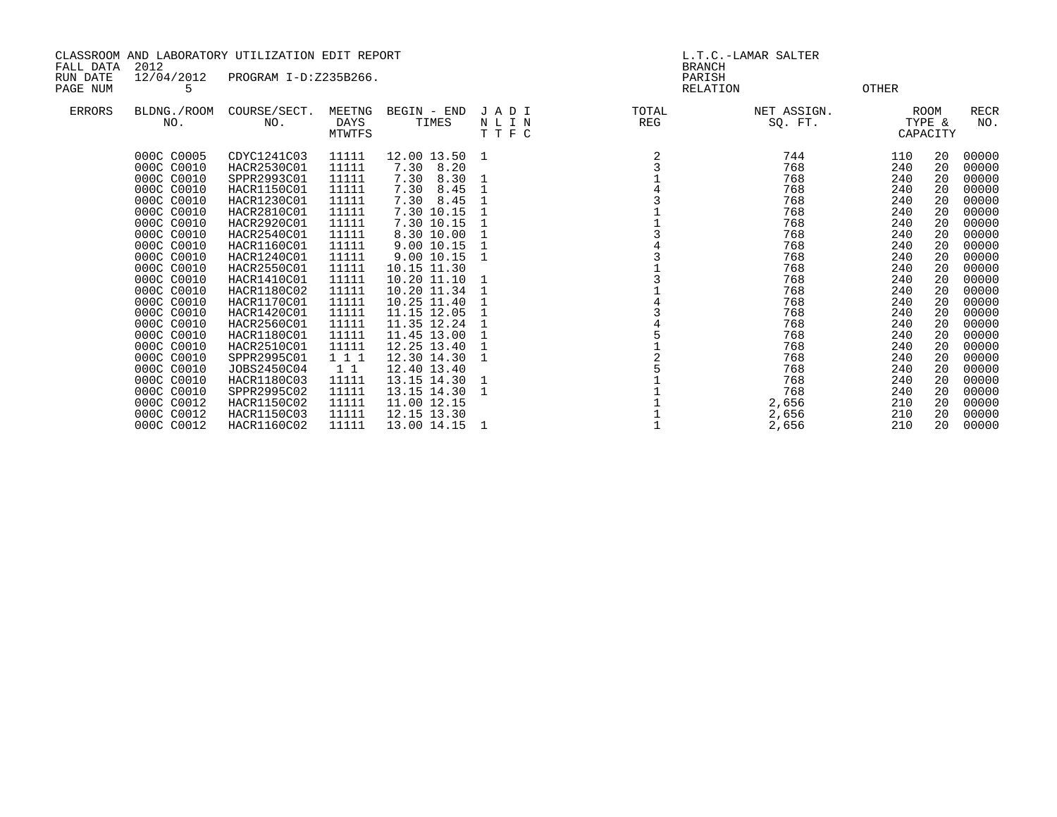CLASSROOM AND LABORATORY UTILIZATION EDIT REPORT
FALL DATA 2012
RUN DATE 12/04/2012 PROGRAM I-D:Z235B266.
PAGE NUM 5

L.T.C.-LAMAR SALTER
BRANCH
PARISH
RELATION OTHER

| ERRORS | BLDNG./ROOM NO. | COURSE/SECT. NO. | MEETNG DAYS MTWTFS | BEGIN - END TIMES | J A D I N L I N T T F C | TOTAL REG | NET ASSIGN. SQ. FT. | ROOM TYPE & | CAPACITY | RECR NO. |
|---|---|---|---|---|---|---|---|---|---|---|
| | 000C C0005 | CDYC1241C03 | 11111 | 12.00 13.50 | 1 | 2 | 744 | 110 | 20 | 00000 |
| | 000C C0010 | HACR2530C01 | 11111 | 7.30 8.20 | | 3 | 768 | 240 | 20 | 00000 |
| | 000C C0010 | SPPR2993C01 | 11111 | 7.30 8.30 | 1 | 1 | 768 | 240 | 20 | 00000 |
| | 000C C0010 | HACR1150C01 | 11111 | 7.30 8.45 | 1 | 4 | 768 | 240 | 20 | 00000 |
| | 000C C0010 | HACR1230C01 | 11111 | 7.30 8.45 | 1 | 3 | 768 | 240 | 20 | 00000 |
| | 000C C0010 | HACR2810C01 | 11111 | 7.30 10.15 | 1 | 1 | 768 | 240 | 20 | 00000 |
| | 000C C0010 | HACR2920C01 | 11111 | 7.30 10.15 | 1 | 1 | 768 | 240 | 20 | 00000 |
| | 000C C0010 | HACR2540C01 | 11111 | 8.30 10.00 | 1 | 3 | 768 | 240 | 20 | 00000 |
| | 000C C0010 | HACR1160C01 | 11111 | 9.00 10.15 | 1 | 4 | 768 | 240 | 20 | 00000 |
| | 000C C0010 | HACR1240C01 | 11111 | 9.00 10.15 | 1 | 3 | 768 | 240 | 20 | 00000 |
| | 000C C0010 | HACR2550C01 | 11111 | 10.15 11.30 | | 1 | 768 | 240 | 20 | 00000 |
| | 000C C0010 | HACR1410C01 | 11111 | 10.20 11.10 | 1 | 3 | 768 | 240 | 20 | 00000 |
| | 000C C0010 | HACR1180C02 | 11111 | 10.20 11.34 | 1 | 1 | 768 | 240 | 20 | 00000 |
| | 000C C0010 | HACR1170C01 | 11111 | 10.25 11.40 | 1 | 4 | 768 | 240 | 20 | 00000 |
| | 000C C0010 | HACR1420C01 | 11111 | 11.15 12.05 | 1 | 3 | 768 | 240 | 20 | 00000 |
| | 000C C0010 | HACR2560C01 | 11111 | 11.35 12.24 | 1 | 4 | 768 | 240 | 20 | 00000 |
| | 000C C0010 | HACR1180C01 | 11111 | 11.45 13.00 | 1 | 5 | 768 | 240 | 20 | 00000 |
| | 000C C0010 | HACR2510C01 | 11111 | 12.25 13.40 | 1 | 1 | 768 | 240 | 20 | 00000 |
| | 000C C0010 | SPPR2995C01 | 1 1 1 | 12.30 14.30 | 1 | 2 | 768 | 240 | 20 | 00000 |
| | 000C C0010 | JOBS2450C04 | 1 1 | 12.40 13.40 | | 5 | 768 | 240 | 20 | 00000 |
| | 000C C0010 | HACR1180C03 | 11111 | 13.15 14.30 | 1 | 1 | 768 | 240 | 20 | 00000 |
| | 000C C0010 | SPPR2995C02 | 11111 | 13.15 14.30 | 1 | 1 | 768 | 240 | 20 | 00000 |
| | 000C C0012 | HACR1150C02 | 11111 | 11.00 12.15 | | 1 | 2,656 | 210 | 20 | 00000 |
| | 000C C0012 | HACR1150C03 | 11111 | 12.15 13.30 | | 1 | 2,656 | 210 | 20 | 00000 |
| | 000C C0012 | HACR1160C02 | 11111 | 13.00 14.15 | 1 | 1 | 2,656 | 210 | 20 | 00000 |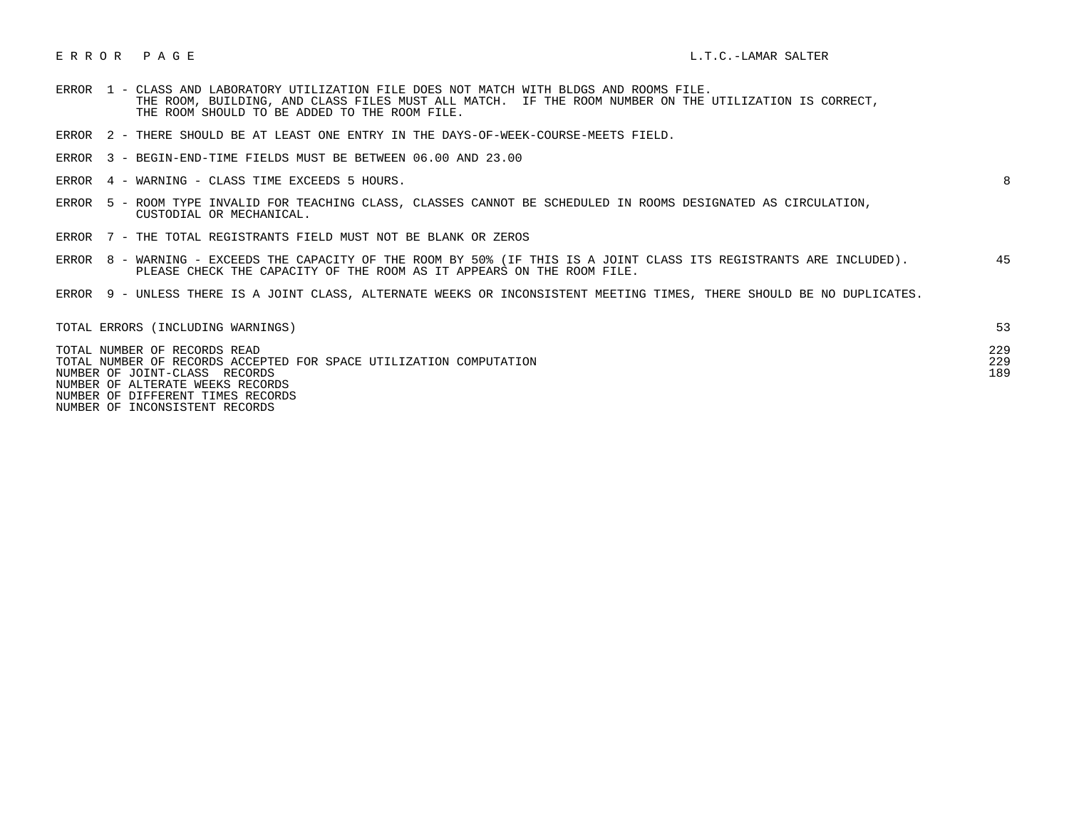E R R O R   P A G E — L.T.C.-LAMAR SALTER

| Error | Description | Count |
|---|---|---|
| ERROR 1 | CLASS AND LABORATORY UTILIZATION FILE DOES NOT MATCH WITH BLDGS AND ROOMS FILE. THE ROOM, BUILDING, AND CLASS FILES MUST ALL MATCH. IF THE ROOM NUMBER ON THE UTILIZATION IS CORRECT, THE ROOM SHOULD TO BE ADDED TO THE ROOM FILE. | |
| ERROR 2 | THERE SHOULD BE AT LEAST ONE ENTRY IN THE DAYS-OF-WEEK-COURSE-MEETS FIELD. | |
| ERROR 3 | BEGIN-END-TIME FIELDS MUST BE BETWEEN 06.00 AND 23.00 | |
| ERROR 4 | WARNING - CLASS TIME EXCEEDS 5 HOURS. | 8 |
| ERROR 5 | ROOM TYPE INVALID FOR TEACHING CLASS, CLASSES CANNOT BE SCHEDULED IN ROOMS DESIGNATED AS CIRCULATION, CUSTODIAL OR MECHANICAL. | |
| ERROR 7 | THE TOTAL REGISTRANTS FIELD MUST NOT BE BLANK OR ZEROS | |
| ERROR 8 | WARNING - EXCEEDS THE CAPACITY OF THE ROOM BY 50% (IF THIS IS A JOINT CLASS ITS REGISTRANTS ARE INCLUDED). PLEASE CHECK THE CAPACITY OF THE ROOM AS IT APPEARS ON THE ROOM FILE. | 45 |
| ERROR 9 | UNLESS THERE IS A JOINT CLASS, ALTERNATE WEEKS OR INCONSISTENT MEETING TIMES, THERE SHOULD BE NO DUPLICATES. | |

| | |
|---|---|
| TOTAL ERRORS (INCLUDING WARNINGS) | 53 |
| TOTAL NUMBER OF RECORDS READ | 229 |
| TOTAL NUMBER OF RECORDS ACCEPTED FOR SPACE UTILIZATION COMPUTATION | 229 |
| NUMBER OF JOINT-CLASS RECORDS | 189 |
| NUMBER OF ALTERATE WEEKS RECORDS | |
| NUMBER OF DIFFERENT TIMES RECORDS | |
| NUMBER OF INCONSISTENT RECORDS | |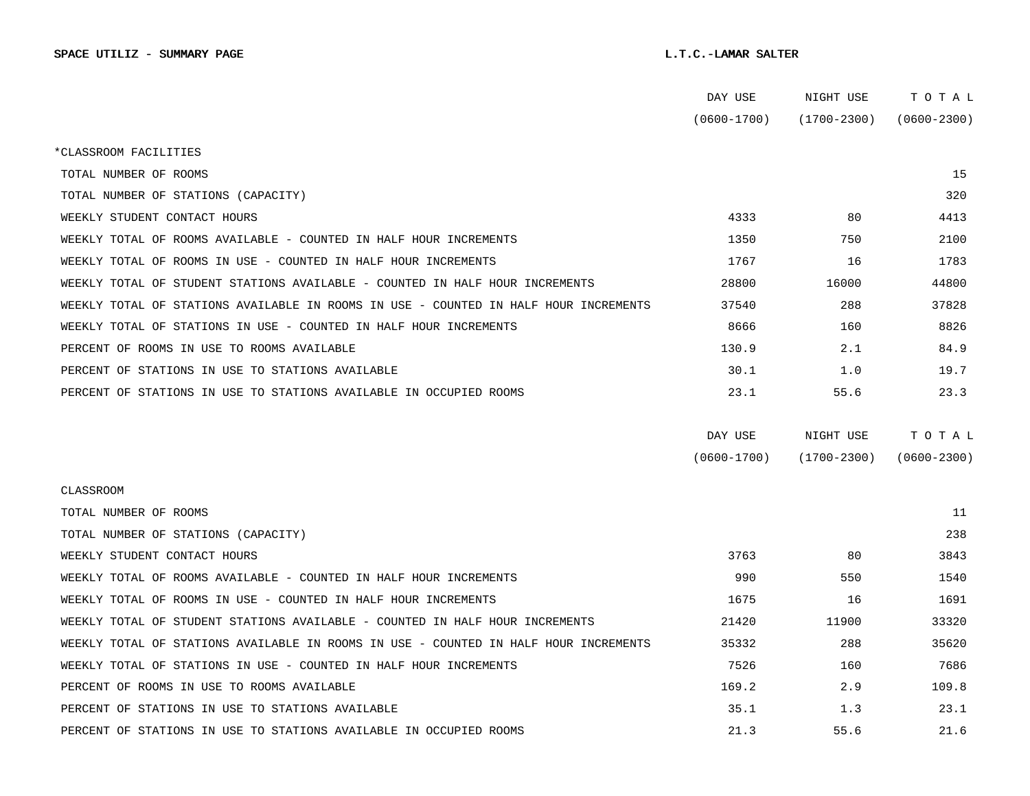**SPACE UTILIZ - SUMMARY PAGE** **L.T.C.-LAMAR SALTER**

| | DAY USE (0600-1700) | NIGHT USE (1700-2300) | T O T A L (0600-2300) |
|---|---|---|---|
| *CLASSROOM FACILITIES | | | |
| TOTAL NUMBER OF ROOMS | | | 15 |
| TOTAL NUMBER OF STATIONS (CAPACITY) | | | 320 |
| WEEKLY STUDENT CONTACT HOURS | 4333 | 80 | 4413 |
| WEEKLY TOTAL OF ROOMS AVAILABLE - COUNTED IN HALF HOUR INCREMENTS | 1350 | 750 | 2100 |
| WEEKLY TOTAL OF ROOMS IN USE - COUNTED IN HALF HOUR INCREMENTS | 1767 | 16 | 1783 |
| WEEKLY TOTAL OF STUDENT STATIONS AVAILABLE - COUNTED IN HALF HOUR INCREMENTS | 28800 | 16000 | 44800 |
| WEEKLY TOTAL OF STATIONS AVAILABLE IN ROOMS IN USE - COUNTED IN HALF HOUR INCREMENTS | 37540 | 288 | 37828 |
| WEEKLY TOTAL OF STATIONS IN USE - COUNTED IN HALF HOUR INCREMENTS | 8666 | 160 | 8826 |
| PERCENT OF ROOMS IN USE TO ROOMS AVAILABLE | 130.9 | 2.1 | 84.9 |
| PERCENT OF STATIONS IN USE TO STATIONS AVAILABLE | 30.1 | 1.0 | 19.7 |
| PERCENT OF STATIONS IN USE TO STATIONS AVAILABLE IN OCCUPIED ROOMS | 23.1 | 55.6 | 23.3 |

| | DAY USE (0600-1700) | NIGHT USE (1700-2300) | T O T A L (0600-2300) |
|---|---|---|---|
| CLASSROOM | | | |
| TOTAL NUMBER OF ROOMS | | | 11 |
| TOTAL NUMBER OF STATIONS (CAPACITY) | | | 238 |
| WEEKLY STUDENT CONTACT HOURS | 3763 | 80 | 3843 |
| WEEKLY TOTAL OF ROOMS AVAILABLE - COUNTED IN HALF HOUR INCREMENTS | 990 | 550 | 1540 |
| WEEKLY TOTAL OF ROOMS IN USE - COUNTED IN HALF HOUR INCREMENTS | 1675 | 16 | 1691 |
| WEEKLY TOTAL OF STUDENT STATIONS AVAILABLE - COUNTED IN HALF HOUR INCREMENTS | 21420 | 11900 | 33320 |
| WEEKLY TOTAL OF STATIONS AVAILABLE IN ROOMS IN USE - COUNTED IN HALF HOUR INCREMENTS | 35332 | 288 | 35620 |
| WEEKLY TOTAL OF STATIONS IN USE - COUNTED IN HALF HOUR INCREMENTS | 7526 | 160 | 7686 |
| PERCENT OF ROOMS IN USE TO ROOMS AVAILABLE | 169.2 | 2.9 | 109.8 |
| PERCENT OF STATIONS IN USE TO STATIONS AVAILABLE | 35.1 | 1.3 | 23.1 |
| PERCENT OF STATIONS IN USE TO STATIONS AVAILABLE IN OCCUPIED ROOMS | 21.3 | 55.6 | 21.6 |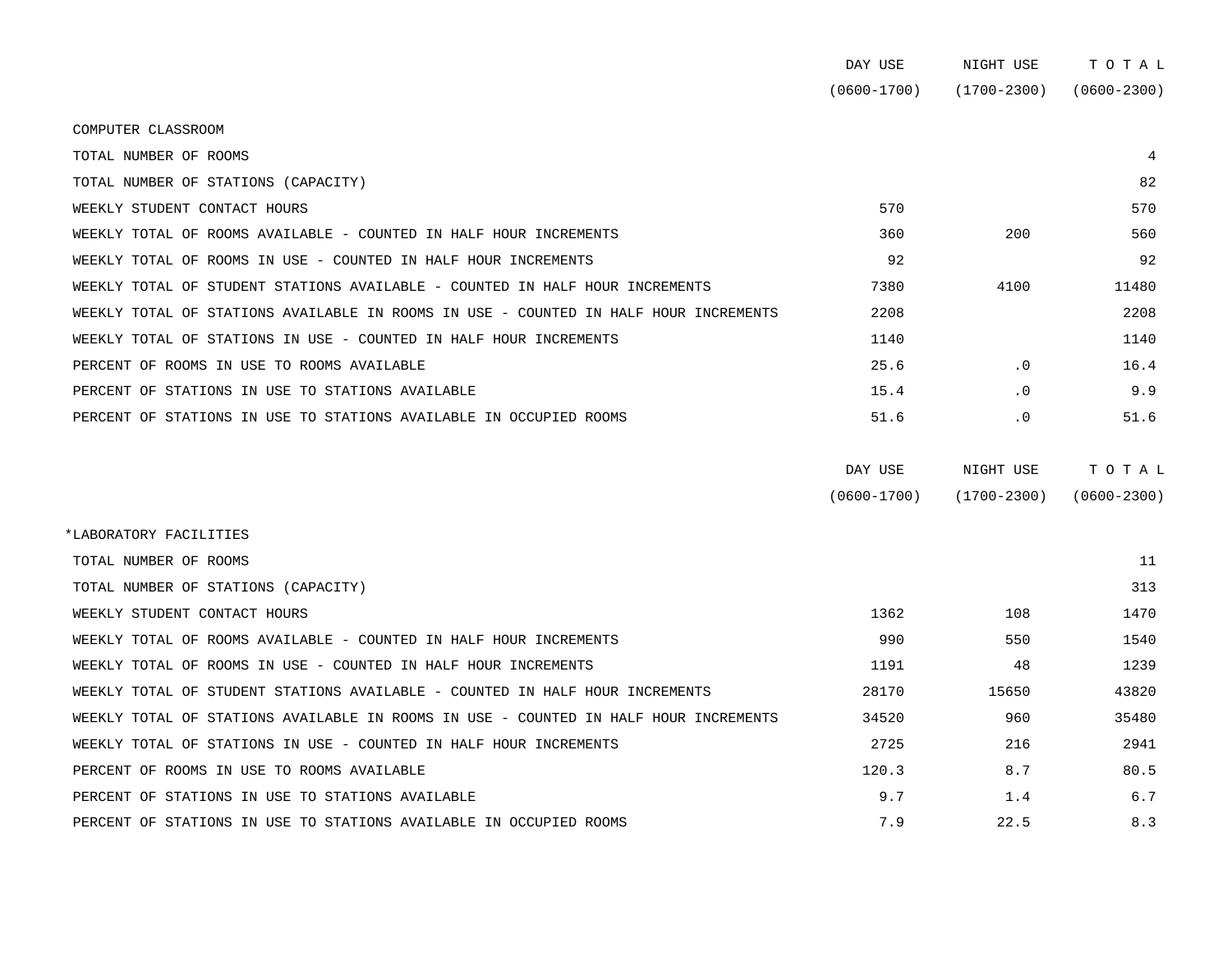| | DAY USE (0600-1700) | NIGHT USE (1700-2300) | T O T A L (0600-2300) |
|---|---|---|---|
| COMPUTER CLASSROOM | | | |
| TOTAL NUMBER OF ROOMS | | | 4 |
| TOTAL NUMBER OF STATIONS (CAPACITY) | | | 82 |
| WEEKLY STUDENT CONTACT HOURS | 570 | | 570 |
| WEEKLY TOTAL OF ROOMS AVAILABLE - COUNTED IN HALF HOUR INCREMENTS | 360 | 200 | 560 |
| WEEKLY TOTAL OF ROOMS IN USE - COUNTED IN HALF HOUR INCREMENTS | 92 | | 92 |
| WEEKLY TOTAL OF STUDENT STATIONS AVAILABLE - COUNTED IN HALF HOUR INCREMENTS | 7380 | 4100 | 11480 |
| WEEKLY TOTAL OF STATIONS AVAILABLE IN ROOMS IN USE - COUNTED IN HALF HOUR INCREMENTS | 2208 | | 2208 |
| WEEKLY TOTAL OF STATIONS IN USE - COUNTED IN HALF HOUR INCREMENTS | 1140 | | 1140 |
| PERCENT OF ROOMS IN USE TO ROOMS AVAILABLE | 25.6 | .0 | 16.4 |
| PERCENT OF STATIONS IN USE TO STATIONS AVAILABLE | 15.4 | .0 | 9.9 |
| PERCENT OF STATIONS IN USE TO STATIONS AVAILABLE IN OCCUPIED ROOMS | 51.6 | .0 | 51.6 |

| | DAY USE (0600-1700) | NIGHT USE (1700-2300) | T O T A L (0600-2300) |
|---|---|---|---|
| *LABORATORY FACILITIES | | | |
| TOTAL NUMBER OF ROOMS | | | 11 |
| TOTAL NUMBER OF STATIONS (CAPACITY) | | | 313 |
| WEEKLY STUDENT CONTACT HOURS | 1362 | 108 | 1470 |
| WEEKLY TOTAL OF ROOMS AVAILABLE - COUNTED IN HALF HOUR INCREMENTS | 990 | 550 | 1540 |
| WEEKLY TOTAL OF ROOMS IN USE - COUNTED IN HALF HOUR INCREMENTS | 1191 | 48 | 1239 |
| WEEKLY TOTAL OF STUDENT STATIONS AVAILABLE - COUNTED IN HALF HOUR INCREMENTS | 28170 | 15650 | 43820 |
| WEEKLY TOTAL OF STATIONS AVAILABLE IN ROOMS IN USE - COUNTED IN HALF HOUR INCREMENTS | 34520 | 960 | 35480 |
| WEEKLY TOTAL OF STATIONS IN USE - COUNTED IN HALF HOUR INCREMENTS | 2725 | 216 | 2941 |
| PERCENT OF ROOMS IN USE TO ROOMS AVAILABLE | 120.3 | 8.7 | 80.5 |
| PERCENT OF STATIONS IN USE TO STATIONS AVAILABLE | 9.7 | 1.4 | 6.7 |
| PERCENT OF STATIONS IN USE TO STATIONS AVAILABLE IN OCCUPIED ROOMS | 7.9 | 22.5 | 8.3 |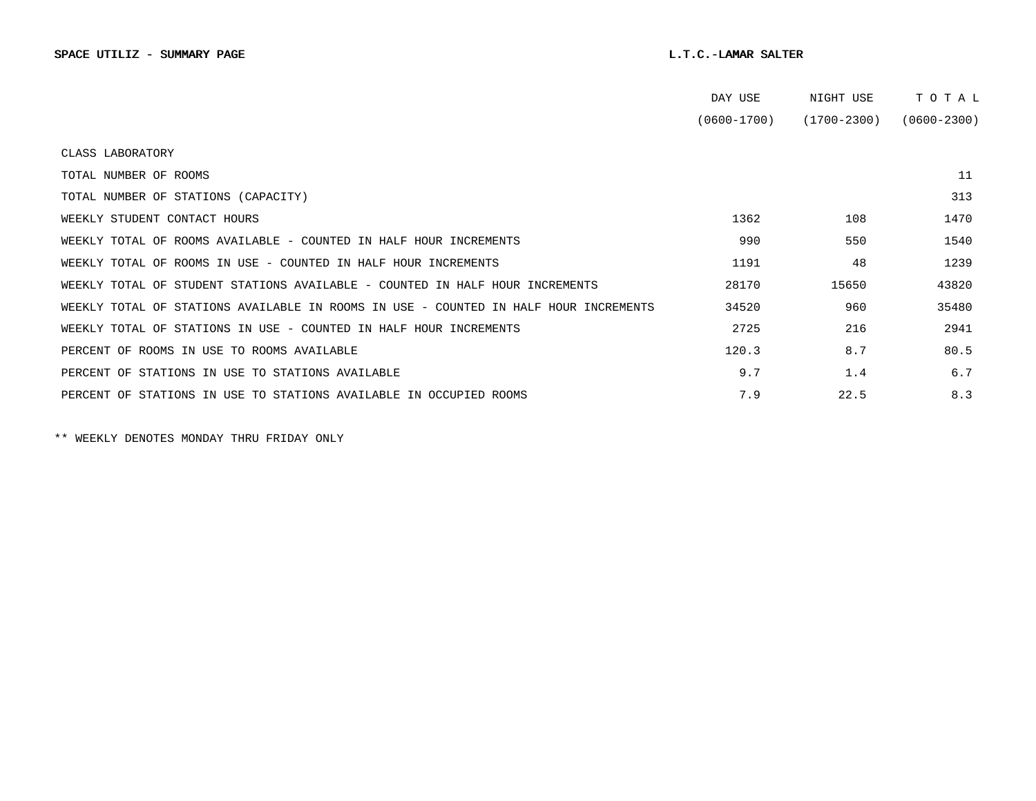**SPACE UTILIZ - SUMMARY PAGE** **L.T.C.-LAMAR SALTER**

| | DAY USE (0600-1700) | NIGHT USE (1700-2300) | T O T A L (0600-2300) |
|---|---|---|---|
| CLASS LABORATORY | | | |
| TOTAL NUMBER OF ROOMS | | | 11 |
| TOTAL NUMBER OF STATIONS (CAPACITY) | | | 313 |
| WEEKLY STUDENT CONTACT HOURS | 1362 | 108 | 1470 |
| WEEKLY TOTAL OF ROOMS AVAILABLE - COUNTED IN HALF HOUR INCREMENTS | 990 | 550 | 1540 |
| WEEKLY TOTAL OF ROOMS IN USE - COUNTED IN HALF HOUR INCREMENTS | 1191 | 48 | 1239 |
| WEEKLY TOTAL OF STUDENT STATIONS AVAILABLE - COUNTED IN HALF HOUR INCREMENTS | 28170 | 15650 | 43820 |
| WEEKLY TOTAL OF STATIONS AVAILABLE IN ROOMS IN USE - COUNTED IN HALF HOUR INCREMENTS | 34520 | 960 | 35480 |
| WEEKLY TOTAL OF STATIONS IN USE - COUNTED IN HALF HOUR INCREMENTS | 2725 | 216 | 2941 |
| PERCENT OF ROOMS IN USE TO ROOMS AVAILABLE | 120.3 | 8.7 | 80.5 |
| PERCENT OF STATIONS IN USE TO STATIONS AVAILABLE | 9.7 | 1.4 | 6.7 |
| PERCENT OF STATIONS IN USE TO STATIONS AVAILABLE IN OCCUPIED ROOMS | 7.9 | 22.5 | 8.3 |

** WEEKLY DENOTES MONDAY THRU FRIDAY ONLY